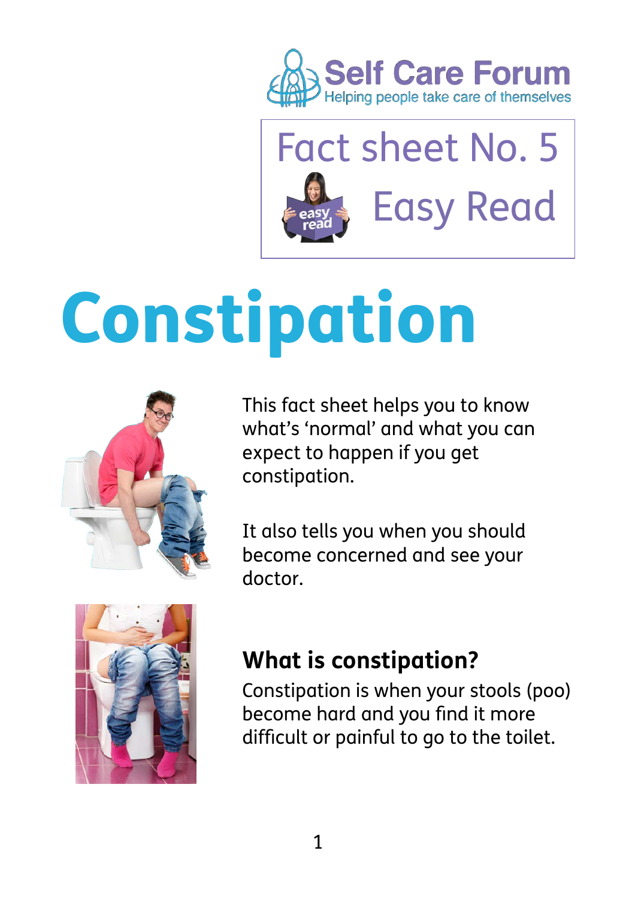Self Care Forum

Helping people take care of themselves

Fact sheet No. 5

Easy Read

# Constipation

This fact sheet helps you to know what's 'normal' and what you can expect to happen if you get constipation.

It also tells you when you should become concerned and see your doctor.

## What is constipation?

Constipation is when your stools (poo) become hard and you find it more difficult or painful to go to the toilet.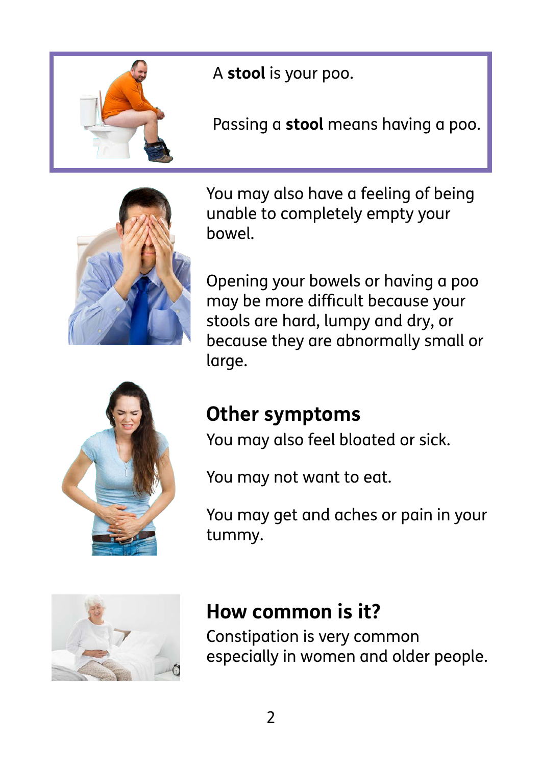A **stool** is your poo.

Passing a **stool** means having a poo.

You may also have a feeling of being unable to completely empty your bowel.

Opening your bowels or having a poo may be more difficult because your stools are hard, lumpy and dry, or because they are abnormally small or large.

## Other symptoms

You may also feel bloated or sick.

You may not want to eat.

You may get and aches or pain in your tummy.

## How common is it?

Constipation is very common especially in women and older people.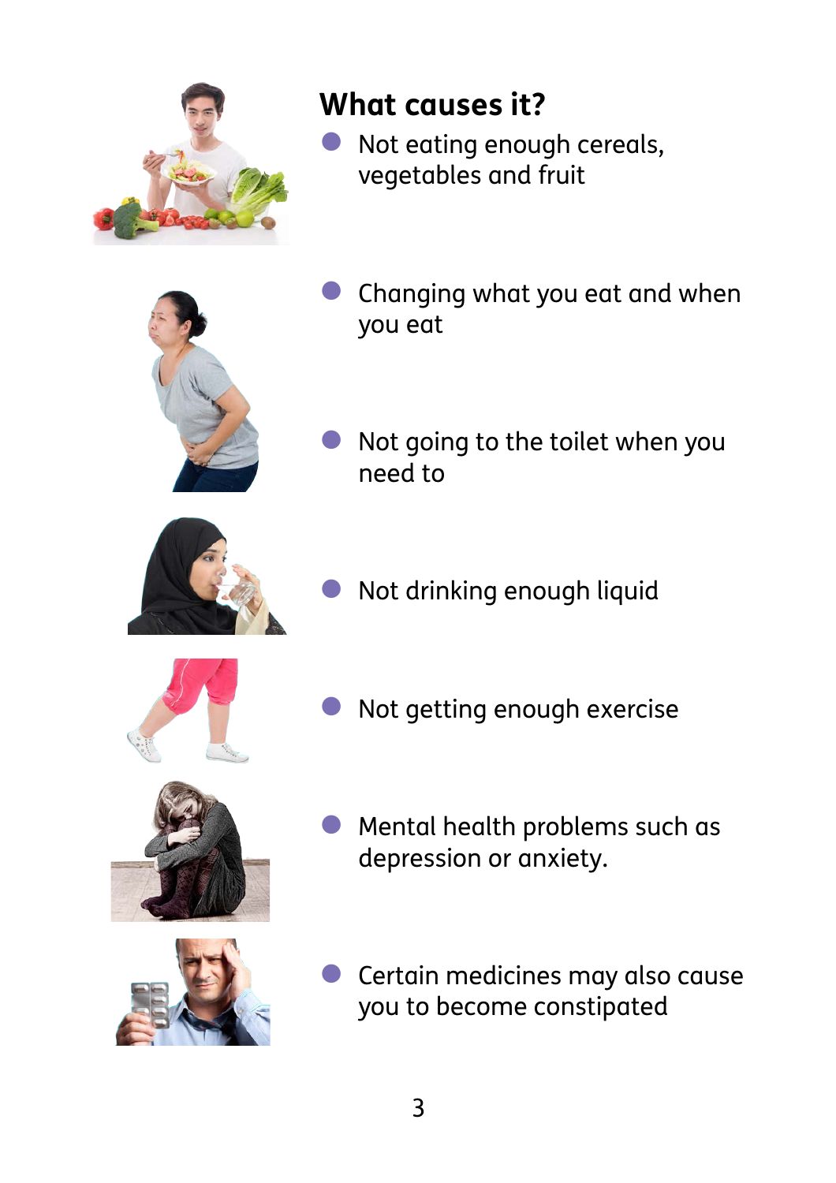## What causes it?

- Not eating enough cereals, vegetables and fruit
- Changing what you eat and when you eat
- Not going to the toilet when you need to
- Not drinking enough liquid
- Not getting enough exercise
- Mental health problems such as depression or anxiety.
- Certain medicines may also cause you to become constipated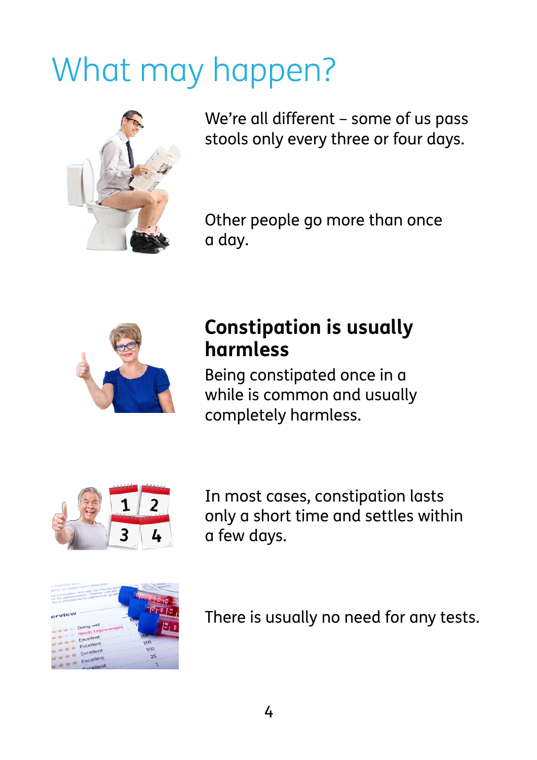# What may happen?

We're all different – some of us pass stools only every three or four days.

Other people go more than once a day.

## Constipation is usually harmless

Being constipated once in a while is common and usually completely harmless.

In most cases, constipation lasts only a short time and settles within a few days.

There is usually no need for any tests.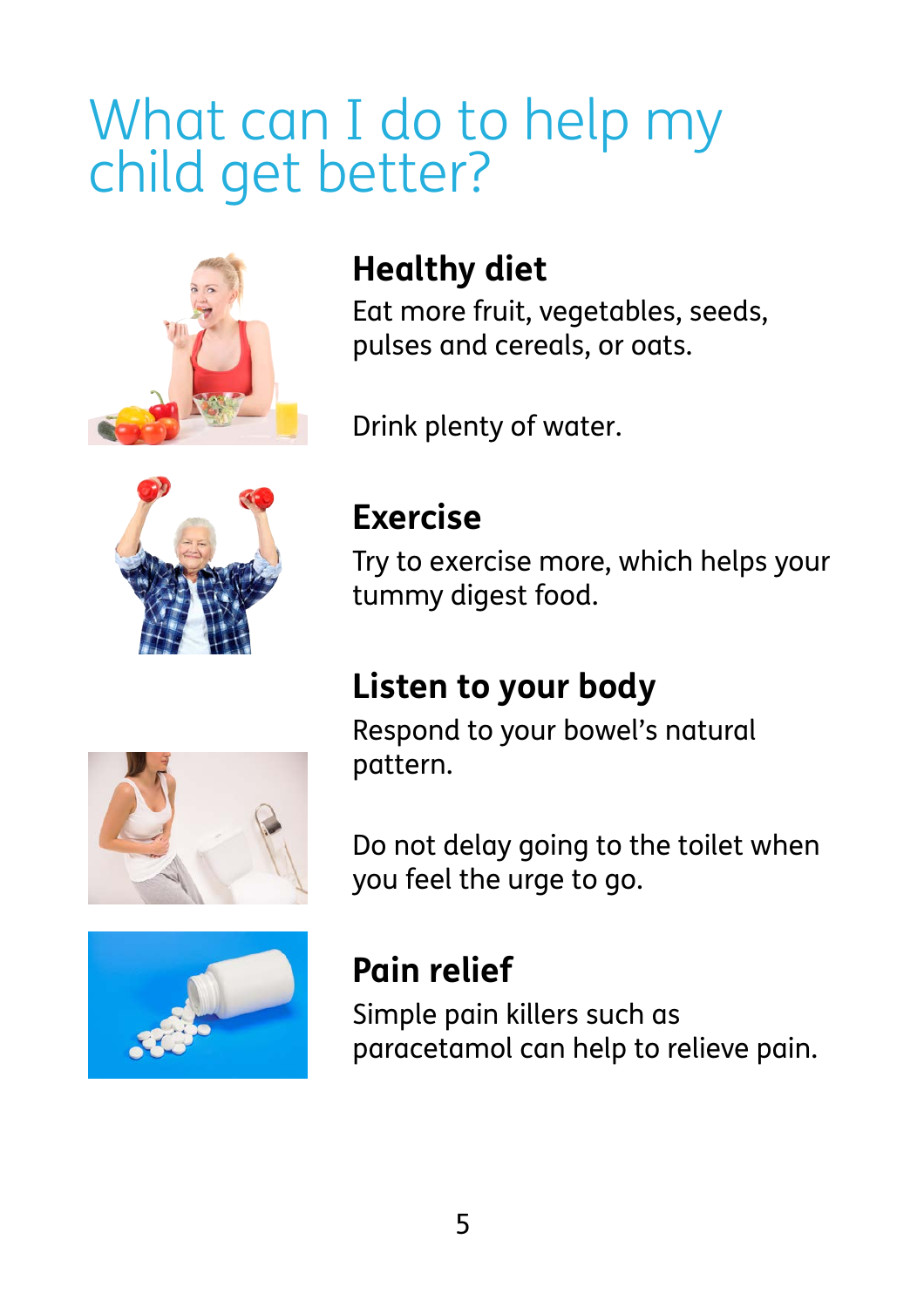# What can I do to help my child get better?

## Healthy diet

Eat more fruit, vegetables, seeds, pulses and cereals, or oats.

Drink plenty of water.

## Exercise

Try to exercise more, which helps your tummy digest food.

## Listen to your body

Respond to your bowel's natural pattern.

Do not delay going to the toilet when you feel the urge to go.

## Pain relief

Simple pain killers such as paracetamol can help to relieve pain.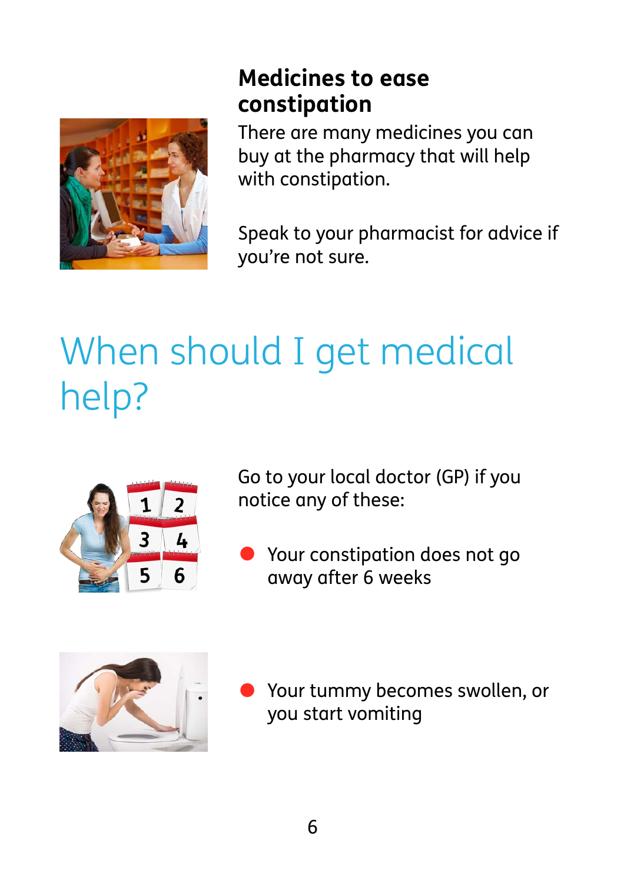### Medicines to ease constipation

There are many medicines you can buy at the pharmacy that will help with constipation.

Speak to your pharmacist for advice if you're not sure.

## When should I get medical help?

Go to your local doctor (GP) if you notice any of these:

- Your constipation does not go away after 6 weeks
- Your tummy becomes swollen, or you start vomiting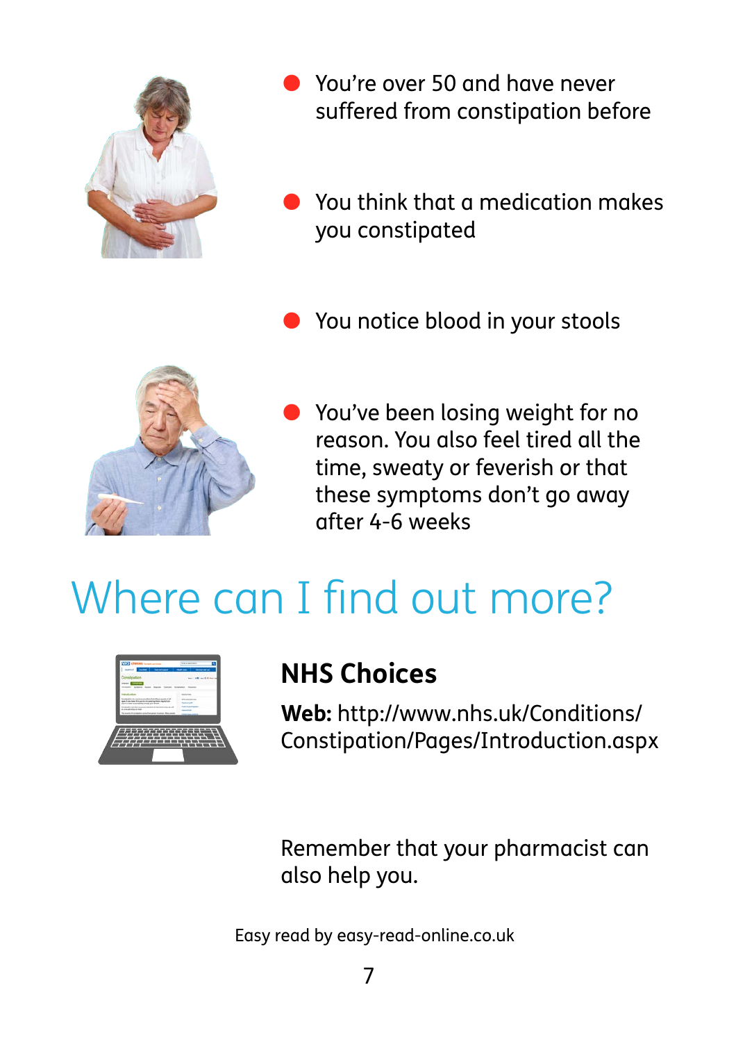- You're over 50 and have never suffered from constipation before
- You think that a medication makes you constipated
- You notice blood in your stools
- You've been losing weight for no reason. You also feel tired all the time, sweaty or feverish or that these symptoms don't go away after 4-6 weeks

# Where can I find out more?

## NHS Choices

**Web:** http://www.nhs.uk/Conditions/Constipation/Pages/Introduction.aspx

Remember that your pharmacist can also help you.

Easy read by easy-read-online.co.uk